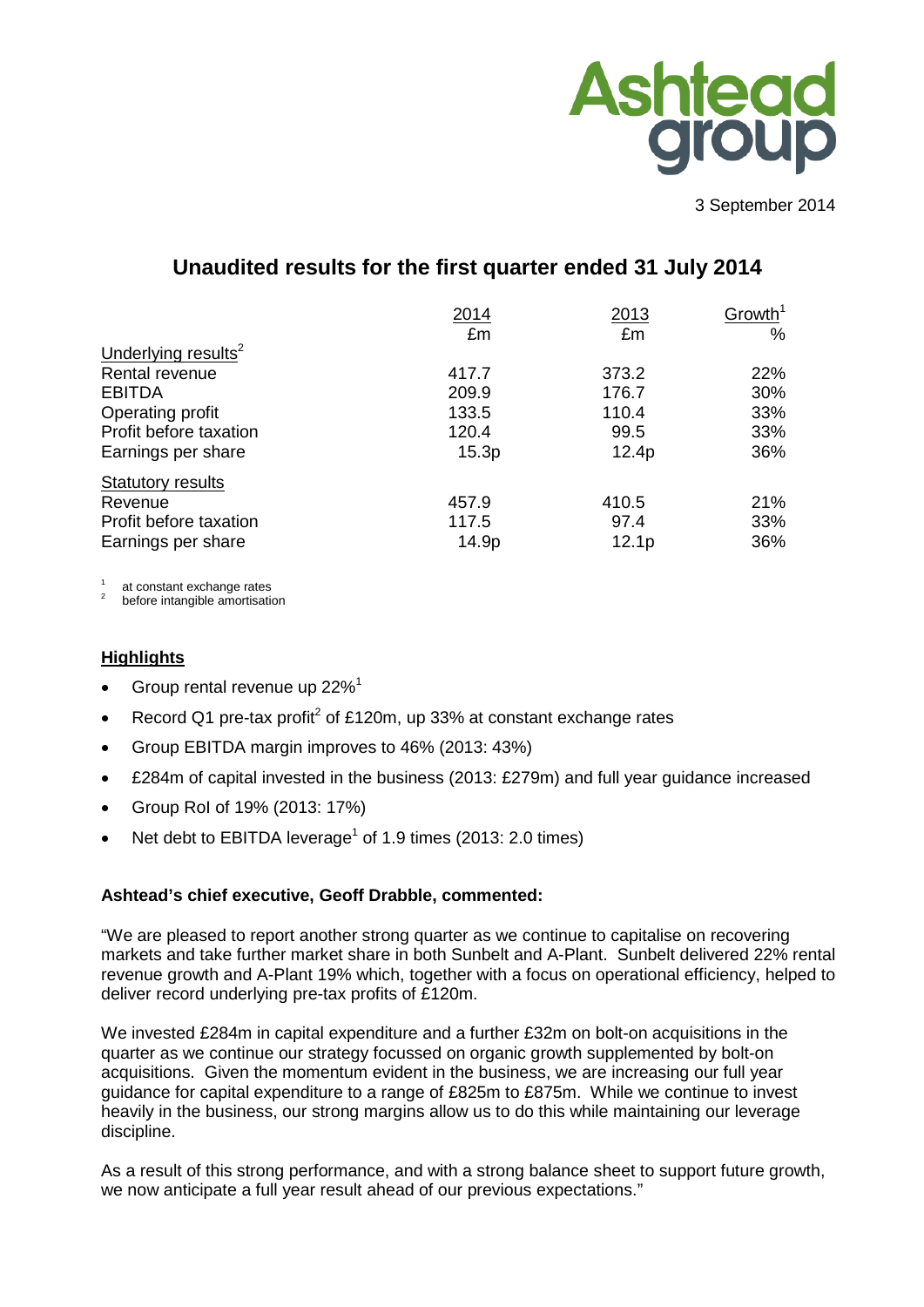3 September 2014

# Unaudited results for the first quarter ended 31 July 2014

| | 2014 £m | 2013 £m | Growth[1] % |
|---|---|---|---|
| Underlying results[2] | | | |
| Rental revenue | 417.7 | 373.2 | 22% |
| EBITDA | 209.9 | 176.7 | 30% |
| Operating profit | 133.5 | 110.4 | 33% |
| Profit before taxation | 120.4 | 99.5 | 33% |
| Earnings per share | 15.3p | 12.4p | 36% |
| Statutory results | | | |
| Revenue | 457.9 | 410.5 | 21% |
| Profit before taxation | 117.5 | 97.4 | 33% |
| Earnings per share | 14.9p | 12.1p | 36% |

[1] at constant exchange rates
[2] before intangible amortisation

## Highlights

- Group rental revenue up 22%[1]
- Record Q1 pre-tax profit[2] of £120m, up 33% at constant exchange rates
- Group EBITDA margin improves to 46% (2013: 43%)
- £284m of capital invested in the business (2013: £279m) and full year guidance increased
- Group RoI of 19% (2013: 17%)
- Net debt to EBITDA leverage[1] of 1.9 times (2013: 2.0 times)

**Ashtead's chief executive, Geoff Drabble, commented:**

"We are pleased to report another strong quarter as we continue to capitalise on recovering markets and take further market share in both Sunbelt and A-Plant. Sunbelt delivered 22% rental revenue growth and A-Plant 19% which, together with a focus on operational efficiency, helped to deliver record underlying pre-tax profits of £120m.

We invested £284m in capital expenditure and a further £32m on bolt-on acquisitions in the quarter as we continue our strategy focussed on organic growth supplemented by bolt-on acquisitions. Given the momentum evident in the business, we are increasing our full year guidance for capital expenditure to a range of £825m to £875m. While we continue to invest heavily in the business, our strong margins allow us to do this while maintaining our leverage discipline.

As a result of this strong performance, and with a strong balance sheet to support future growth, we now anticipate a full year result ahead of our previous expectations."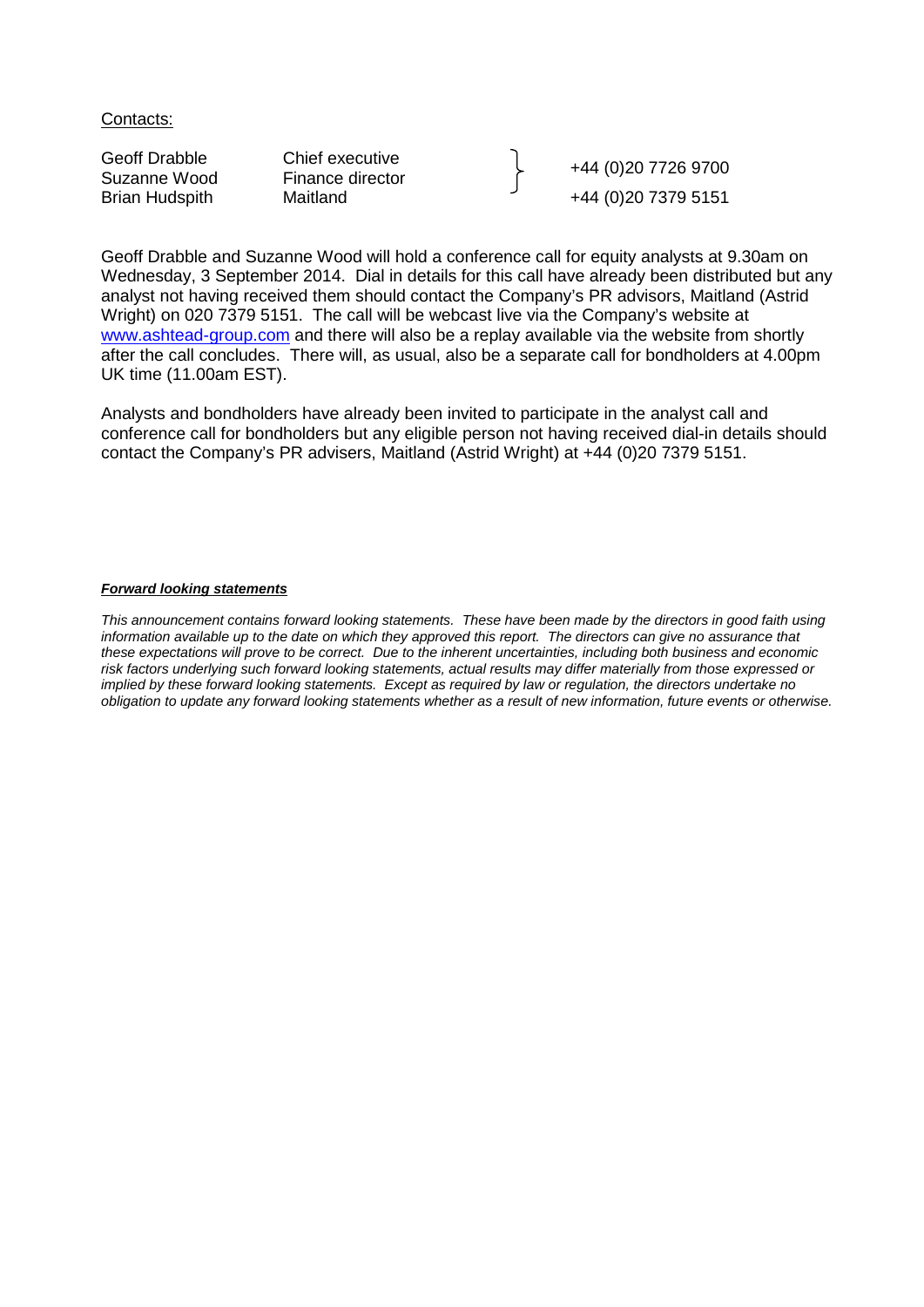Contacts:

| | | |
|---|---|---|
| Geoff Drabble | Chief executive | +44 (0)20 7726 9700 |
| Suzanne Wood | Finance director | |
| Brian Hudspith | Maitland | +44 (0)20 7379 5151 |

Geoff Drabble and Suzanne Wood will hold a conference call for equity analysts at 9.30am on Wednesday, 3 September 2014. Dial in details for this call have already been distributed but any analyst not having received them should contact the Company's PR advisors, Maitland (Astrid Wright) on 020 7379 5151. The call will be webcast live via the Company's website at [www.ashtead-group.com](http://www.ashtead-group.com) and there will also be a replay available via the website from shortly after the call concludes. There will, as usual, also be a separate call for bondholders at 4.00pm UK time (11.00am EST).

Analysts and bondholders have already been invited to participate in the analyst call and conference call for bondholders but any eligible person not having received dial-in details should contact the Company's PR advisers, Maitland (Astrid Wright) at +44 (0)20 7379 5151.

***Forward looking statements***

*This announcement contains forward looking statements. These have been made by the directors in good faith using information available up to the date on which they approved this report. The directors can give no assurance that these expectations will prove to be correct. Due to the inherent uncertainties, including both business and economic risk factors underlying such forward looking statements, actual results may differ materially from those expressed or implied by these forward looking statements. Except as required by law or regulation, the directors undertake no obligation to update any forward looking statements whether as a result of new information, future events or otherwise.*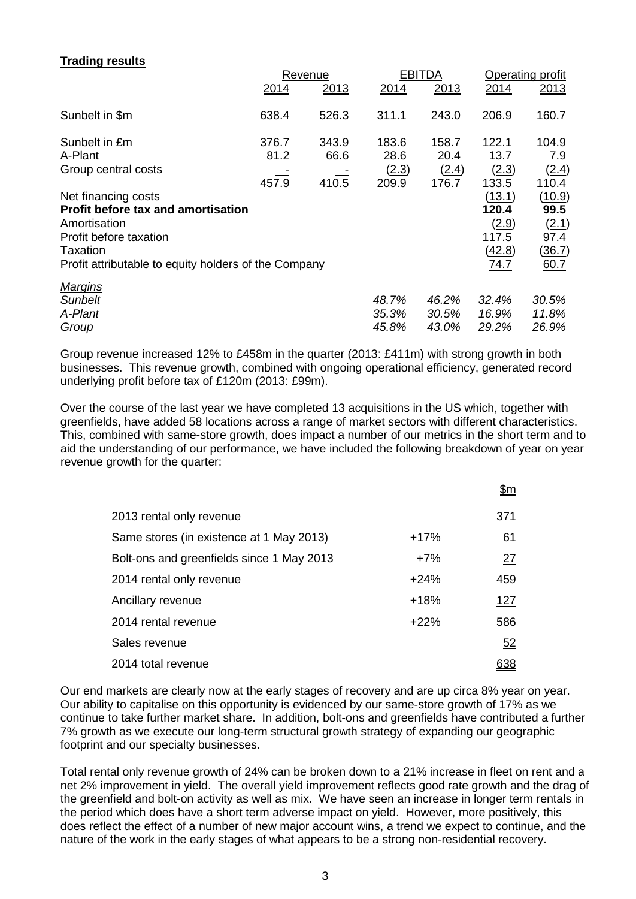**Trading results**

| | Revenue | | EBITDA | | Operating profit | |
|---|---|---|---|---|---|---|
| | 2014 | 2013 | 2014 | 2013 | 2014 | 2013 |
| Sunbelt in $m | 638.4 | 526.3 | 311.1 | 243.0 | 206.9 | 160.7 |
| Sunbelt in £m | 376.7 | 343.9 | 183.6 | 158.7 | 122.1 | 104.9 |
| A-Plant | 81.2 | 66.6 | 28.6 | 20.4 | 13.7 | 7.9 |
| Group central costs | - | - | (2.3) | (2.4) | (2.3) | (2.4) |
| | 457.9 | 410.5 | 209.9 | 176.7 | 133.5 | 110.4 |
| Net financing costs | | | | | (13.1) | (10.9) |
| **Profit before tax and amortisation** | | | | | **120.4** | **99.5** |
| Amortisation | | | | | (2.9) | (2.1) |
| Profit before taxation | | | | | 117.5 | 97.4 |
| Taxation | | | | | (42.8) | (36.7) |
| Profit attributable to equity holders of the Company | | | | | 74.7 | 60.7 |
| *Margins* | | | | | | |
| *Sunbelt* | | | *48.7%* | *46.2%* | *32.4%* | *30.5%* |
| *A-Plant* | | | *35.3%* | *30.5%* | *16.9%* | *11.8%* |
| *Group* | | | *45.8%* | *43.0%* | *29.2%* | *26.9%* |

Group revenue increased 12% to £458m in the quarter (2013: £411m) with strong growth in both businesses. This revenue growth, combined with ongoing operational efficiency, generated record underlying profit before tax of £120m (2013: £99m).

Over the course of the last year we have completed 13 acquisitions in the US which, together with greenfields, have added 58 locations across a range of market sectors with different characteristics. This, combined with same-store growth, does impact a number of our metrics in the short term and to aid the understanding of our performance, we have included the following breakdown of year on year revenue growth for the quarter:

| | | $m |
|---|---|---|
| 2013 rental only revenue | | 371 |
| Same stores (in existence at 1 May 2013) | +17% | 61 |
| Bolt-ons and greenfields since 1 May 2013 | +7% | 27 |
| 2014 rental only revenue | +24% | 459 |
| Ancillary revenue | +18% | 127 |
| 2014 rental revenue | +22% | 586 |
| Sales revenue | | 52 |
| 2014 total revenue | | 638 |

Our end markets are clearly now at the early stages of recovery and are up circa 8% year on year. Our ability to capitalise on this opportunity is evidenced by our same-store growth of 17% as we continue to take further market share. In addition, bolt-ons and greenfields have contributed a further 7% growth as we execute our long-term structural growth strategy of expanding our geographic footprint and our specialty businesses.

Total rental only revenue growth of 24% can be broken down to a 21% increase in fleet on rent and a net 2% improvement in yield. The overall yield improvement reflects good rate growth and the drag of the greenfield and bolt-on activity as well as mix. We have seen an increase in longer term rentals in the period which does have a short term adverse impact on yield. However, more positively, this does reflect the effect of a number of new major account wins, a trend we expect to continue, and the nature of the work in the early stages of what appears to be a strong non-residential recovery.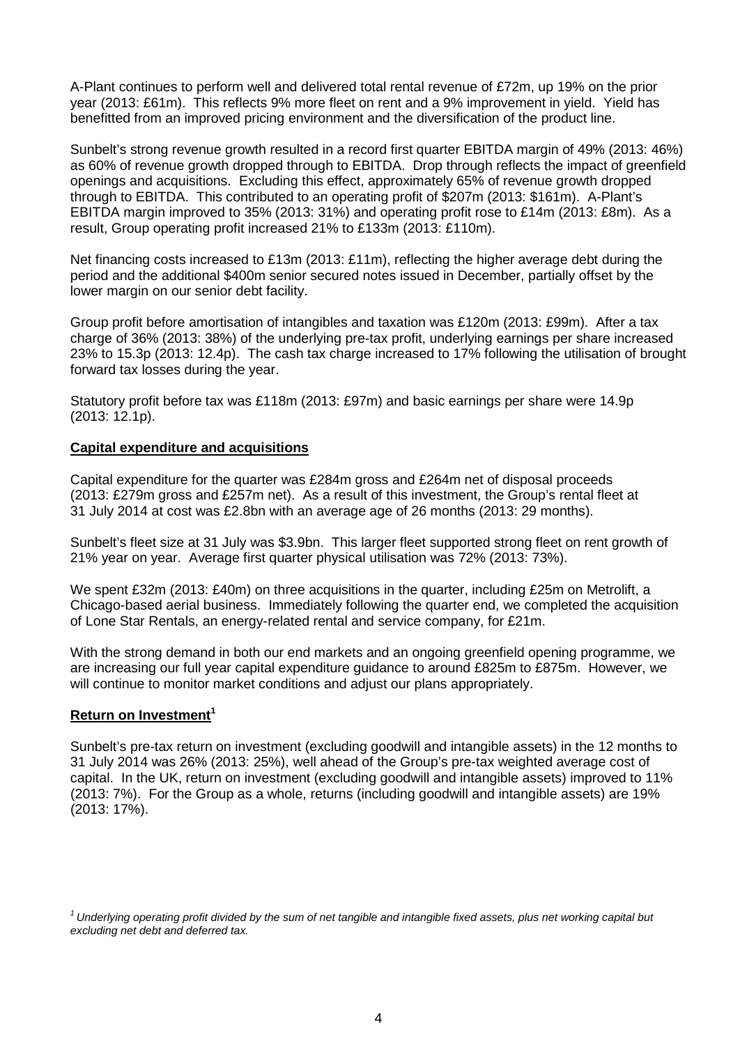A-Plant continues to perform well and delivered total rental revenue of £72m, up 19% on the prior year (2013: £61m). This reflects 9% more fleet on rent and a 9% improvement in yield. Yield has benefitted from an improved pricing environment and the diversification of the product line.

Sunbelt's strong revenue growth resulted in a record first quarter EBITDA margin of 49% (2013: 46%) as 60% of revenue growth dropped through to EBITDA. Drop through reflects the impact of greenfield openings and acquisitions. Excluding this effect, approximately 65% of revenue growth dropped through to EBITDA. This contributed to an operating profit of $207m (2013: $161m). A-Plant's EBITDA margin improved to 35% (2013: 31%) and operating profit rose to £14m (2013: £8m). As a result, Group operating profit increased 21% to £133m (2013: £110m).

Net financing costs increased to £13m (2013: £11m), reflecting the higher average debt during the period and the additional $400m senior secured notes issued in December, partially offset by the lower margin on our senior debt facility.

Group profit before amortisation of intangibles and taxation was £120m (2013: £99m). After a tax charge of 36% (2013: 38%) of the underlying pre-tax profit, underlying earnings per share increased 23% to 15.3p (2013: 12.4p). The cash tax charge increased to 17% following the utilisation of brought forward tax losses during the year.

Statutory profit before tax was £118m (2013: £97m) and basic earnings per share were 14.9p (2013: 12.1p).

## Capital expenditure and acquisitions

Capital expenditure for the quarter was £284m gross and £264m net of disposal proceeds (2013: £279m gross and £257m net). As a result of this investment, the Group's rental fleet at 31 July 2014 at cost was £2.8bn with an average age of 26 months (2013: 29 months).

Sunbelt's fleet size at 31 July was $3.9bn. This larger fleet supported strong fleet on rent growth of 21% year on year. Average first quarter physical utilisation was 72% (2013: 73%).

We spent £32m (2013: £40m) on three acquisitions in the quarter, including £25m on Metrolift, a Chicago-based aerial business. Immediately following the quarter end, we completed the acquisition of Lone Star Rentals, an energy-related rental and service company, for £21m.

With the strong demand in both our end markets and an ongoing greenfield opening programme, we are increasing our full year capital expenditure guidance to around £825m to £875m. However, we will continue to monitor market conditions and adjust our plans appropriately.

## Return on Investment[1]

Sunbelt's pre-tax return on investment (excluding goodwill and intangible assets) in the 12 months to 31 July 2014 was 26% (2013: 25%), well ahead of the Group's pre-tax weighted average cost of capital. In the UK, return on investment (excluding goodwill and intangible assets) improved to 11% (2013: 7%). For the Group as a whole, returns (including goodwill and intangible assets) are 19% (2013: 17%).

*[1] Underlying operating profit divided by the sum of net tangible and intangible fixed assets, plus net working capital but excluding net debt and deferred tax.*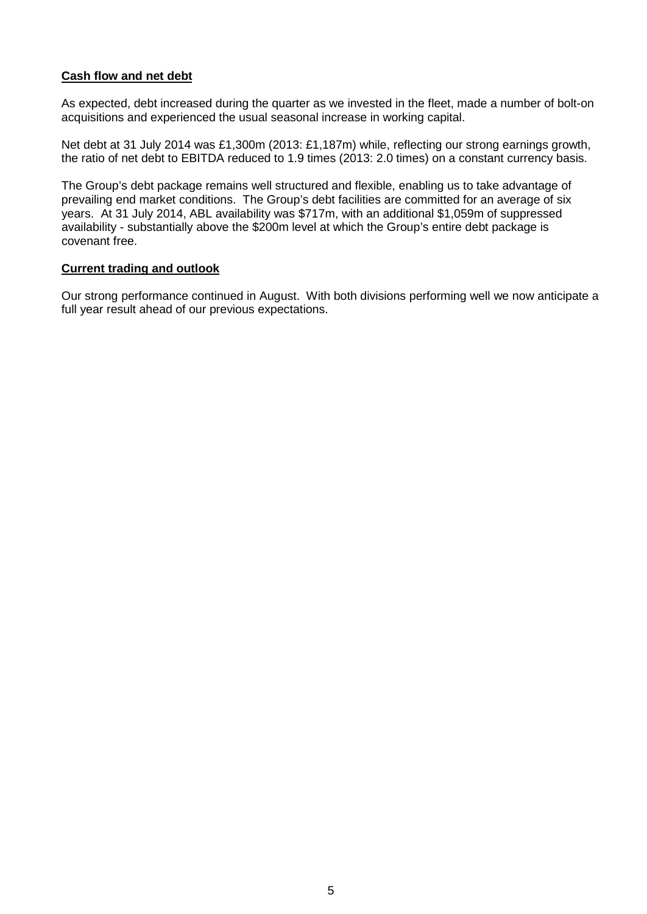**Cash flow and net debt**

As expected, debt increased during the quarter as we invested in the fleet, made a number of bolt-on acquisitions and experienced the usual seasonal increase in working capital.

Net debt at 31 July 2014 was £1,300m (2013: £1,187m) while, reflecting our strong earnings growth, the ratio of net debt to EBITDA reduced to 1.9 times (2013: 2.0 times) on a constant currency basis.

The Group's debt package remains well structured and flexible, enabling us to take advantage of prevailing end market conditions. The Group's debt facilities are committed for an average of six years. At 31 July 2014, ABL availability was $717m, with an additional $1,059m of suppressed availability - substantially above the $200m level at which the Group's entire debt package is covenant free.

**Current trading and outlook**

Our strong performance continued in August. With both divisions performing well we now anticipate a full year result ahead of our previous expectations.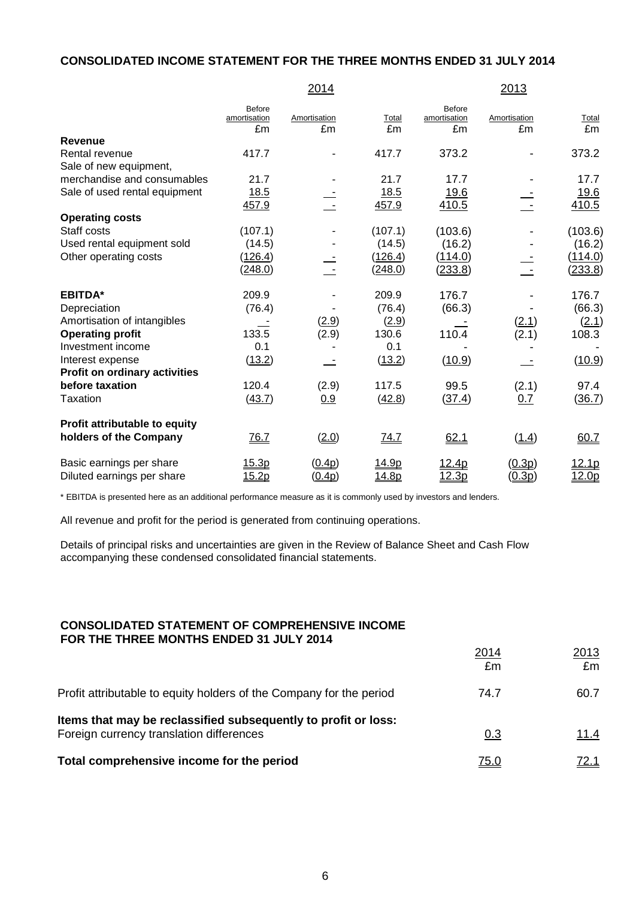## CONSOLIDATED INCOME STATEMENT FOR THE THREE MONTHS ENDED 31 JULY 2014

| | 2014 | | | 2013 | | |
|---|---|---|---|---|---|---|
| | Before amortisation £m | Amortisation £m | Total £m | Before amortisation £m | Amortisation £m | Total £m |
| **Revenue** | | | | | | |
| Rental revenue | 417.7 | - | 417.7 | 373.2 | - | 373.2 |
| Sale of new equipment, merchandise and consumables | 21.7 | - | 21.7 | 17.7 | - | 17.7 |
| Sale of used rental equipment | 18.5 | - | 18.5 | 19.6 | - | 19.6 |
| | 457.9 | - | 457.9 | 410.5 | - | 410.5 |
| **Operating costs** | | | | | | |
| Staff costs | (107.1) | - | (107.1) | (103.6) | - | (103.6) |
| Used rental equipment sold | (14.5) | - | (14.5) | (16.2) | - | (16.2) |
| Other operating costs | (126.4) | - | (126.4) | (114.0) | - | (114.0) |
| | (248.0) | - | (248.0) | (233.8) | - | (233.8) |
| **EBITDA*** | 209.9 | - | 209.9 | 176.7 | - | 176.7 |
| Depreciation | (76.4) | - | (76.4) | (66.3) | - | (66.3) |
| Amortisation of intangibles | - | (2.9) | (2.9) | - | (2.1) | (2.1) |
| **Operating profit** | 133.5 | (2.9) | 130.6 | 110.4 | (2.1) | 108.3 |
| Investment income | 0.1 | - | 0.1 | - | - | - |
| Interest expense | (13.2) | - | (13.2) | (10.9) | - | (10.9) |
| **Profit on ordinary activities before taxation** | 120.4 | (2.9) | 117.5 | 99.5 | (2.1) | 97.4 |
| Taxation | (43.7) | 0.9 | (42.8) | (37.4) | 0.7 | (36.7) |
| **Profit attributable to equity holders of the Company** | 76.7 | (2.0) | 74.7 | 62.1 | (1.4) | 60.7 |
| Basic earnings per share | 15.3p | (0.4p) | 14.9p | 12.4p | (0.3p) | 12.1p |
| Diluted earnings per share | 15.2p | (0.4p) | 14.8p | 12.3p | (0.3p) | 12.0p |

* EBITDA is presented here as an additional performance measure as it is commonly used by investors and lenders.

All revenue and profit for the period is generated from continuing operations.

Details of principal risks and uncertainties are given in the Review of Balance Sheet and Cash Flow accompanying these condensed consolidated financial statements.

## CONSOLIDATED STATEMENT OF COMPREHENSIVE INCOME FOR THE THREE MONTHS ENDED 31 JULY 2014

| | 2014 £m | 2013 £m |
|---|---|---|
| Profit attributable to equity holders of the Company for the period | 74.7 | 60.7 |
| **Items that may be reclassified subsequently to profit or loss:** | | |
| Foreign currency translation differences | 0.3 | 11.4 |
| **Total comprehensive income for the period** | 75.0 | 72.1 |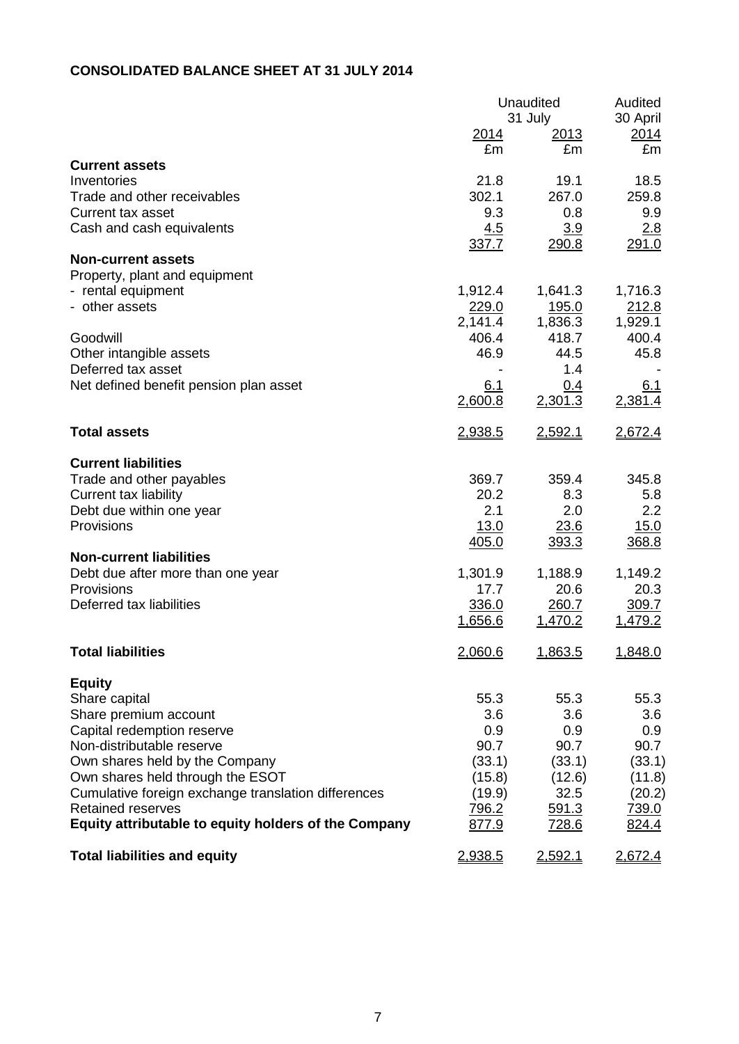**CONSOLIDATED BALANCE SHEET AT 31 JULY 2014**

| | Unaudited | | Audited |
|---|---|---|---|
| | 31 July | | 30 April |
| | 2014 | 2013 | 2014 |
| | £m | £m | £m |
| **Current assets** | | | |
| Inventories | 21.8 | 19.1 | 18.5 |
| Trade and other receivables | 302.1 | 267.0 | 259.8 |
| Current tax asset | 9.3 | 0.8 | 9.9 |
| Cash and cash equivalents | 4.5 | 3.9 | 2.8 |
| | 337.7 | 290.8 | 291.0 |
| **Non-current assets** | | | |
| Property, plant and equipment | | | |
| - rental equipment | 1,912.4 | 1,641.3 | 1,716.3 |
| - other assets | 229.0 | 195.0 | 212.8 |
| | 2,141.4 | 1,836.3 | 1,929.1 |
| Goodwill | 406.4 | 418.7 | 400.4 |
| Other intangible assets | 46.9 | 44.5 | 45.8 |
| Deferred tax asset | - | 1.4 | - |
| Net defined benefit pension plan asset | 6.1 | 0.4 | 6.1 |
| | 2,600.8 | 2,301.3 | 2,381.4 |
| **Total assets** | 2,938.5 | 2,592.1 | 2,672.4 |
| **Current liabilities** | | | |
| Trade and other payables | 369.7 | 359.4 | 345.8 |
| Current tax liability | 20.2 | 8.3 | 5.8 |
| Debt due within one year | 2.1 | 2.0 | 2.2 |
| Provisions | 13.0 | 23.6 | 15.0 |
| | 405.0 | 393.3 | 368.8 |
| **Non-current liabilities** | | | |
| Debt due after more than one year | 1,301.9 | 1,188.9 | 1,149.2 |
| Provisions | 17.7 | 20.6 | 20.3 |
| Deferred tax liabilities | 336.0 | 260.7 | 309.7 |
| | 1,656.6 | 1,470.2 | 1,479.2 |
| **Total liabilities** | 2,060.6 | 1,863.5 | 1,848.0 |
| **Equity** | | | |
| Share capital | 55.3 | 55.3 | 55.3 |
| Share premium account | 3.6 | 3.6 | 3.6 |
| Capital redemption reserve | 0.9 | 0.9 | 0.9 |
| Non-distributable reserve | 90.7 | 90.7 | 90.7 |
| Own shares held by the Company | (33.1) | (33.1) | (33.1) |
| Own shares held through the ESOT | (15.8) | (12.6) | (11.8) |
| Cumulative foreign exchange translation differences | (19.9) | 32.5 | (20.2) |
| Retained reserves | 796.2 | 591.3 | 739.0 |
| **Equity attributable to equity holders of the Company** | 877.9 | 728.6 | 824.4 |
| **Total liabilities and equity** | 2,938.5 | 2,592.1 | 2,672.4 |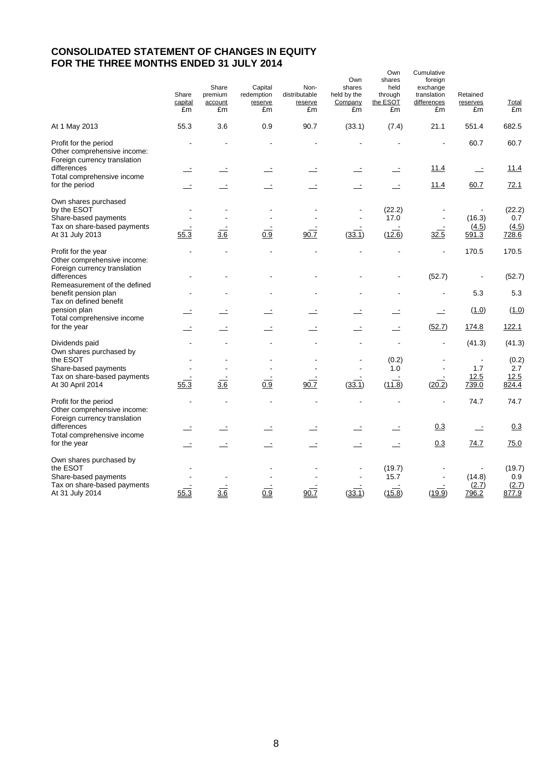# CONSOLIDATED STATEMENT OF CHANGES IN EQUITY
# FOR THE THREE MONTHS ENDED 31 JULY 2014

| | Share capital £m | Share premium account £m | Capital redemption reserve £m | Non-distributable reserve £m | Own shares held by the Company £m | Own shares held through the ESOT £m | Cumulative foreign exchange translation differences £m | Retained reserves £m | Total £m |
|---|---|---|---|---|---|---|---|---|---|
| At 1 May 2013 | 55.3 | 3.6 | 0.9 | 90.7 | (33.1) | (7.4) | 21.1 | 551.4 | 682.5 |
| Profit for the period | - | - | - | - | - | - | - | 60.7 | 60.7 |
| Other comprehensive income: | | | | | | | | | |
| Foreign currency translation differences | - | - | - | - | - | - | 11.4 | - | 11.4 |
| Total comprehensive income for the period | - | - | - | - | - | - | 11.4 | 60.7 | 72.1 |
| Own shares purchased by the ESOT | - | - | - | - | - | (22.2) | - | - | (22.2) |
| Share-based payments | - | - | - | - | - | 17.0 | - | (16.3) | 0.7 |
| Tax on share-based payments | - | - | - | - | - | - | - | (4.5) | (4.5) |
| At 31 July 2013 | 55.3 | 3.6 | 0.9 | 90.7 | (33.1) | (12.6) | 32.5 | 591.3 | 728.6 |
| Profit for the year | - | - | - | - | - | - | - | 170.5 | 170.5 |
| Other comprehensive income: | | | | | | | | | |
| Foreign currency translation differences | - | - | - | - | - | - | (52.7) | - | (52.7) |
| Remeasurement of the defined benefit pension plan | - | - | - | - | - | - | - | 5.3 | 5.3 |
| Tax on defined benefit pension plan | - | - | - | - | - | - | - | (1.0) | (1.0) |
| Total comprehensive income for the year | - | - | - | - | - | - | (52.7) | 174.8 | 122.1 |
| Dividends paid | - | - | - | - | - | - | - | (41.3) | (41.3) |
| Own shares purchased by the ESOT | - | - | - | - | - | (0.2) | - | - | (0.2) |
| Share-based payments | - | - | - | - | - | 1.0 | - | 1.7 | 2.7 |
| Tax on share-based payments | - | - | - | - | - | - | - | 12.5 | 12.5 |
| At 30 April 2014 | 55.3 | 3.6 | 0.9 | 90.7 | (33.1) | (11.8) | (20.2) | 739.0 | 824.4 |
| Profit for the period | - | - | - | - | - | - | - | 74.7 | 74.7 |
| Other comprehensive income: | | | | | | | | | |
| Foreign currency translation differences | - | - | - | - | - | - | 0.3 | - | 0.3 |
| Total comprehensive income for the year | - | - | - | - | - | - | 0.3 | 74.7 | 75.0 |
| Own shares purchased by the ESOT | - | | - | - | - | (19.7) | - | - | (19.7) |
| Share-based payments | - | - | - | - | - | 15.7 | - | (14.8) | 0.9 |
| Tax on share-based payments | - | - | - | - | - | - | - | (2.7) | (2.7) |
| At 31 July 2014 | 55.3 | 3.6 | 0.9 | 90.7 | (33.1) | (15.8) | (19.9) | 796.2 | 877.9 |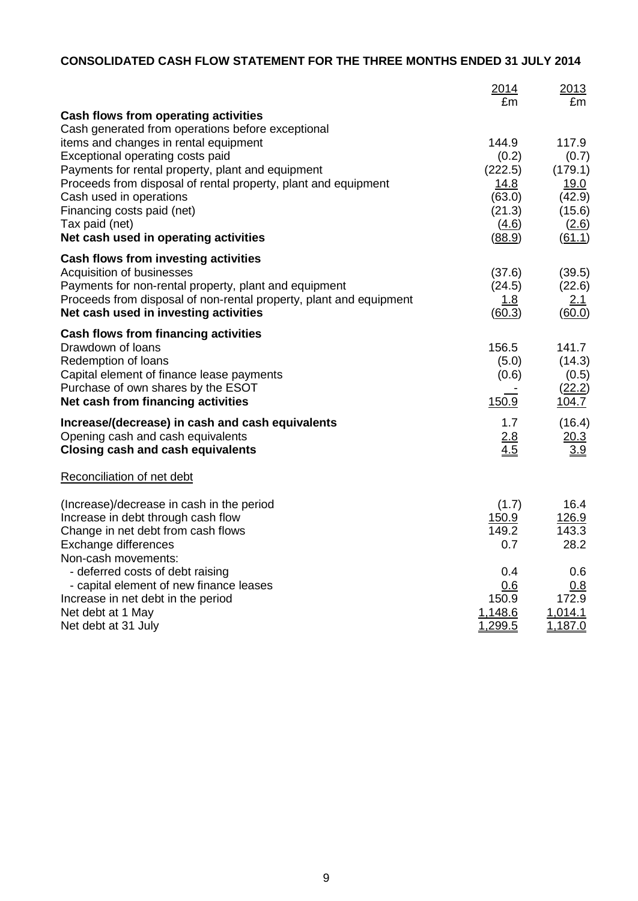## CONSOLIDATED CASH FLOW STATEMENT FOR THE THREE MONTHS ENDED 31 JULY 2014

| | 2014 £m | 2013 £m |
|---|---|---|
| **Cash flows from operating activities** | | |
| Cash generated from operations before exceptional items and changes in rental equipment | 144.9 | 117.9 |
| Exceptional operating costs paid | (0.2) | (0.7) |
| Payments for rental property, plant and equipment | (222.5) | (179.1) |
| Proceeds from disposal of rental property, plant and equipment | 14.8 | 19.0 |
| Cash used in operations | (63.0) | (42.9) |
| Financing costs paid (net) | (21.3) | (15.6) |
| Tax paid (net) | (4.6) | (2.6) |
| **Net cash used in operating activities** | (88.9) | (61.1) |
| **Cash flows from investing activities** | | |
| Acquisition of businesses | (37.6) | (39.5) |
| Payments for non-rental property, plant and equipment | (24.5) | (22.6) |
| Proceeds from disposal of non-rental property, plant and equipment | 1.8 | 2.1 |
| **Net cash used in investing activities** | (60.3) | (60.0) |
| **Cash flows from financing activities** | | |
| Drawdown of loans | 156.5 | 141.7 |
| Redemption of loans | (5.0) | (14.3) |
| Capital element of finance lease payments | (0.6) | (0.5) |
| Purchase of own shares by the ESOT | - | (22.2) |
| **Net cash from financing activities** | 150.9 | 104.7 |
| **Increase/(decrease) in cash and cash equivalents** | 1.7 | (16.4) |
| Opening cash and cash equivalents | 2.8 | 20.3 |
| **Closing cash and cash equivalents** | 4.5 | 3.9 |

Reconciliation of net debt

| | 2014 £m | 2013 £m |
|---|---|---|
| (Increase)/decrease in cash in the period | (1.7) | 16.4 |
| Increase in debt through cash flow | 150.9 | 126.9 |
| Change in net debt from cash flows | 149.2 | 143.3 |
| Exchange differences | 0.7 | 28.2 |
| Non-cash movements: | | |
| - deferred costs of debt raising | 0.4 | 0.6 |
| - capital element of new finance leases | 0.6 | 0.8 |
| Increase in net debt in the period | 150.9 | 172.9 |
| Net debt at 1 May | 1,148.6 | 1,014.1 |
| Net debt at 31 July | 1,299.5 | 1,187.0 |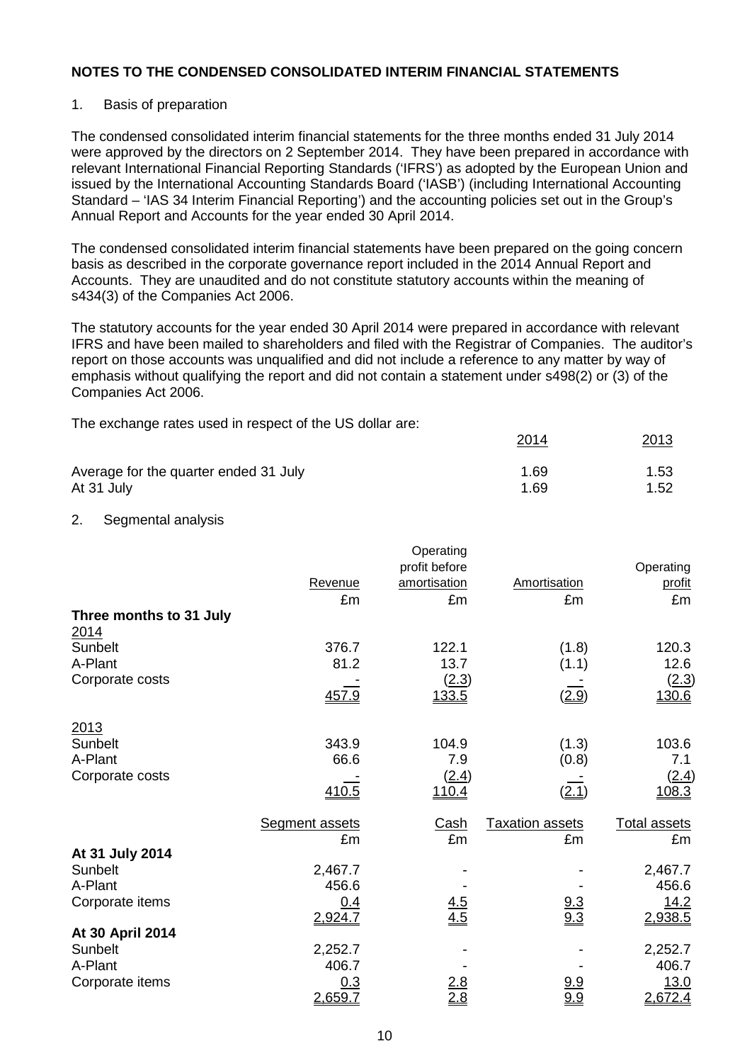**NOTES TO THE CONDENSED CONSOLIDATED INTERIM FINANCIAL STATEMENTS**

1. Basis of preparation

The condensed consolidated interim financial statements for the three months ended 31 July 2014 were approved by the directors on 2 September 2014. They have been prepared in accordance with relevant International Financial Reporting Standards ('IFRS') as adopted by the European Union and issued by the International Accounting Standards Board ('IASB') (including International Accounting Standard – 'IAS 34 Interim Financial Reporting') and the accounting policies set out in the Group's Annual Report and Accounts for the year ended 30 April 2014.

The condensed consolidated interim financial statements have been prepared on the going concern basis as described in the corporate governance report included in the 2014 Annual Report and Accounts. They are unaudited and do not constitute statutory accounts within the meaning of s434(3) of the Companies Act 2006.

The statutory accounts for the year ended 30 April 2014 were prepared in accordance with relevant IFRS and have been mailed to shareholders and filed with the Registrar of Companies. The auditor's report on those accounts was unqualified and did not include a reference to any matter by way of emphasis without qualifying the report and did not contain a statement under s498(2) or (3) of the Companies Act 2006.

The exchange rates used in respect of the US dollar are:

| | 2014 | 2013 |
|---|---|---|
| Average for the quarter ended 31 July | 1.69 | 1.53 |
| At 31 July | 1.69 | 1.52 |

2. Segmental analysis

| | Revenue | Operating profit before amortisation | Amortisation | Operating profit |
|---|---|---|---|---|
| | £m | £m | £m | £m |
| **Three months to 31 July** | | | | |
| 2014 | | | | |
| Sunbelt | 376.7 | 122.1 | (1.8) | 120.3 |
| A-Plant | 81.2 | 13.7 | (1.1) | 12.6 |
| Corporate costs | - | (2.3) | - | (2.3) |
| | 457.9 | 133.5 | (2.9) | 130.6 |
| 2013 | | | | |
| Sunbelt | 343.9 | 104.9 | (1.3) | 103.6 |
| A-Plant | 66.6 | 7.9 | (0.8) | 7.1 |
| Corporate costs | - | (2.4) | - | (2.4) |
| | 410.5 | 110.4 | (2.1) | 108.3 |

| | Segment assets | Cash | Taxation assets | Total assets |
|---|---|---|---|---|
| | £m | £m | £m | £m |
| **At 31 July 2014** | | | | |
| Sunbelt | 2,467.7 | - | - | 2,467.7 |
| A-Plant | 456.6 | - | - | 456.6 |
| Corporate items | 0.4 | 4.5 | 9.3 | 14.2 |
| | 2,924.7 | 4.5 | 9.3 | 2,938.5 |
| **At 30 April 2014** | | | | |
| Sunbelt | 2,252.7 | - | - | 2,252.7 |
| A-Plant | 406.7 | - | - | 406.7 |
| Corporate items | 0.3 | 2.8 | 9.9 | 13.0 |
| | 2,659.7 | 2.8 | 9.9 | 2,672.4 |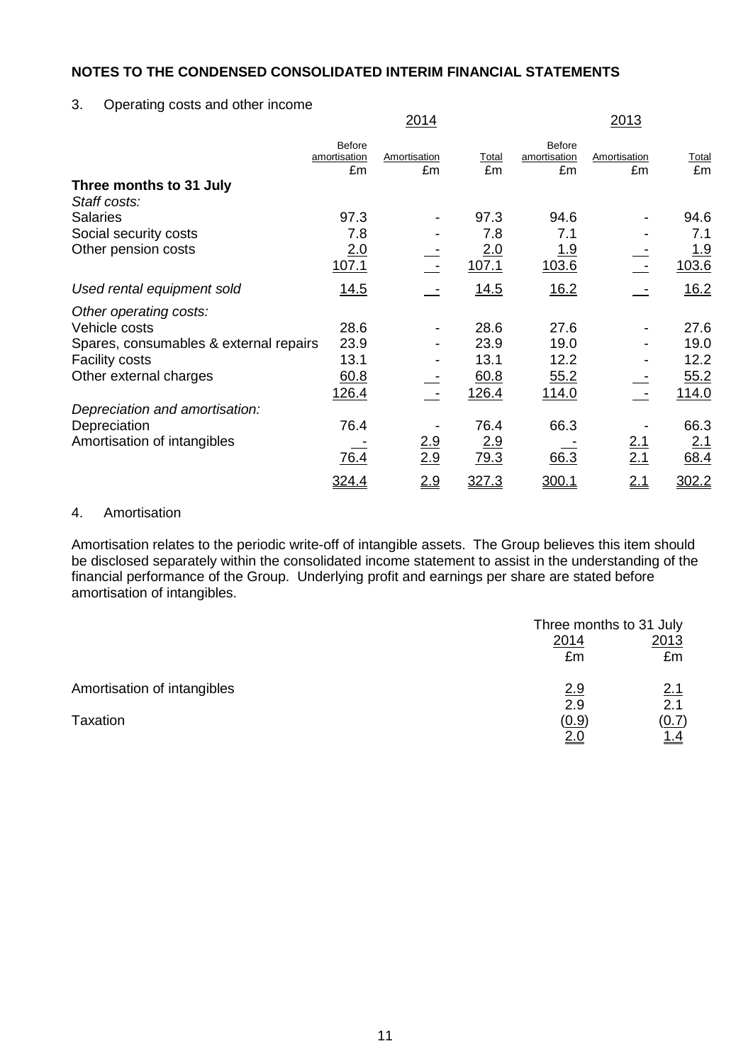## NOTES TO THE CONDENSED CONSOLIDATED INTERIM FINANCIAL STATEMENTS

3. Operating costs and other income

| | 2014 | | | 2013 | | |
|---|---|---|---|---|---|---|
| | Before amortisation £m | Amortisation £m | Total £m | Before amortisation £m | Amortisation £m | Total £m |
| **Three months to 31 July** | | | | | | |
| *Staff costs:* | | | | | | |
| Salaries | 97.3 | - | 97.3 | 94.6 | - | 94.6 |
| Social security costs | 7.8 | - | 7.8 | 7.1 | - | 7.1 |
| Other pension costs | 2.0 | - | 2.0 | 1.9 | - | 1.9 |
| | 107.1 | - | 107.1 | 103.6 | - | 103.6 |
| *Used rental equipment sold* | 14.5 | - | 14.5 | 16.2 | - | 16.2 |
| *Other operating costs:* | | | | | | |
| Vehicle costs | 28.6 | - | 28.6 | 27.6 | - | 27.6 |
| Spares, consumables & external repairs | 23.9 | - | 23.9 | 19.0 | - | 19.0 |
| Facility costs | 13.1 | - | 13.1 | 12.2 | - | 12.2 |
| Other external charges | 60.8 | - | 60.8 | 55.2 | - | 55.2 |
| | 126.4 | - | 126.4 | 114.0 | - | 114.0 |
| *Depreciation and amortisation:* | | | | | | |
| Depreciation | 76.4 | - | 76.4 | 66.3 | - | 66.3 |
| Amortisation of intangibles | - | 2.9 | 2.9 | - | 2.1 | 2.1 |
| | 76.4 | 2.9 | 79.3 | 66.3 | 2.1 | 68.4 |
| | 324.4 | 2.9 | 327.3 | 300.1 | 2.1 | 302.2 |

4. Amortisation

Amortisation relates to the periodic write-off of intangible assets. The Group believes this item should be disclosed separately within the consolidated income statement to assist in the understanding of the financial performance of the Group. Underlying profit and earnings per share are stated before amortisation of intangibles.

| | Three months to 31 July | |
|---|---|---|
| | 2014 | 2013 |
| | £m | £m |
| Amortisation of intangibles | 2.9 | 2.1 |
| | 2.9 | 2.1 |
| Taxation | (0.9) | (0.7) |
| | 2.0 | 1.4 |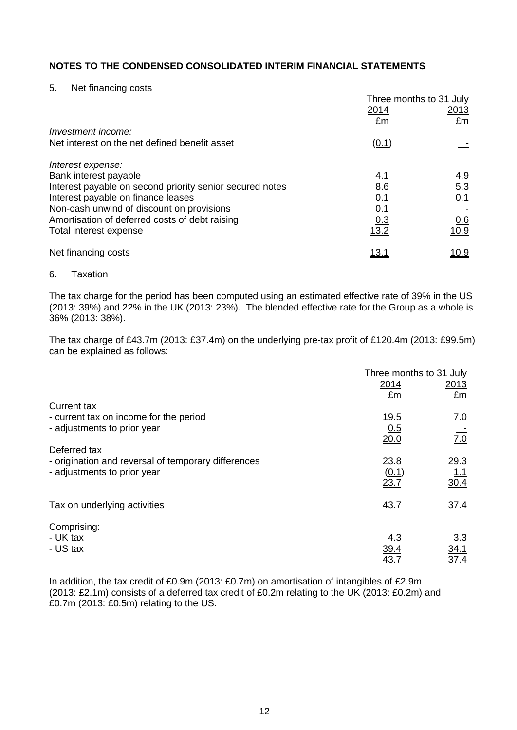## NOTES TO THE CONDENSED CONSOLIDATED INTERIM FINANCIAL STATEMENTS

5. Net financing costs

| | Three months to 31 July | |
|---|---|---|
| | 2014 | 2013 |
| | £m | £m |
| *Investment income:* | | |
| Net interest on the net defined benefit asset | (0.1) | - |
| *Interest expense:* | | |
| Bank interest payable | 4.1 | 4.9 |
| Interest payable on second priority senior secured notes | 8.6 | 5.3 |
| Interest payable on finance leases | 0.1 | 0.1 |
| Non-cash unwind of discount on provisions | 0.1 | - |
| Amortisation of deferred costs of debt raising | 0.3 | 0.6 |
| Total interest expense | 13.2 | 10.9 |
| Net financing costs | 13.1 | 10.9 |

6. Taxation

The tax charge for the period has been computed using an estimated effective rate of 39% in the US (2013: 39%) and 22% in the UK (2013: 23%). The blended effective rate for the Group as a whole is 36% (2013: 38%).

The tax charge of £43.7m (2013: £37.4m) on the underlying pre-tax profit of £120.4m (2013: £99.5m) can be explained as follows:

| | Three months to 31 July | |
|---|---|---|
| | 2014 | 2013 |
| | £m | £m |
| Current tax | | |
| - current tax on income for the period | 19.5 | 7.0 |
| - adjustments to prior year | 0.5 | - |
| | 20.0 | 7.0 |
| Deferred tax | | |
| - origination and reversal of temporary differences | 23.8 | 29.3 |
| - adjustments to prior year | (0.1) | 1.1 |
| | 23.7 | 30.4 |
| Tax on underlying activities | 43.7 | 37.4 |
| Comprising: | | |
| - UK tax | 4.3 | 3.3 |
| - US tax | 39.4 | 34.1 |
| | 43.7 | 37.4 |

In addition, the tax credit of £0.9m (2013: £0.7m) on amortisation of intangibles of £2.9m (2013: £2.1m) consists of a deferred tax credit of £0.2m relating to the UK (2013: £0.2m) and £0.7m (2013: £0.5m) relating to the US.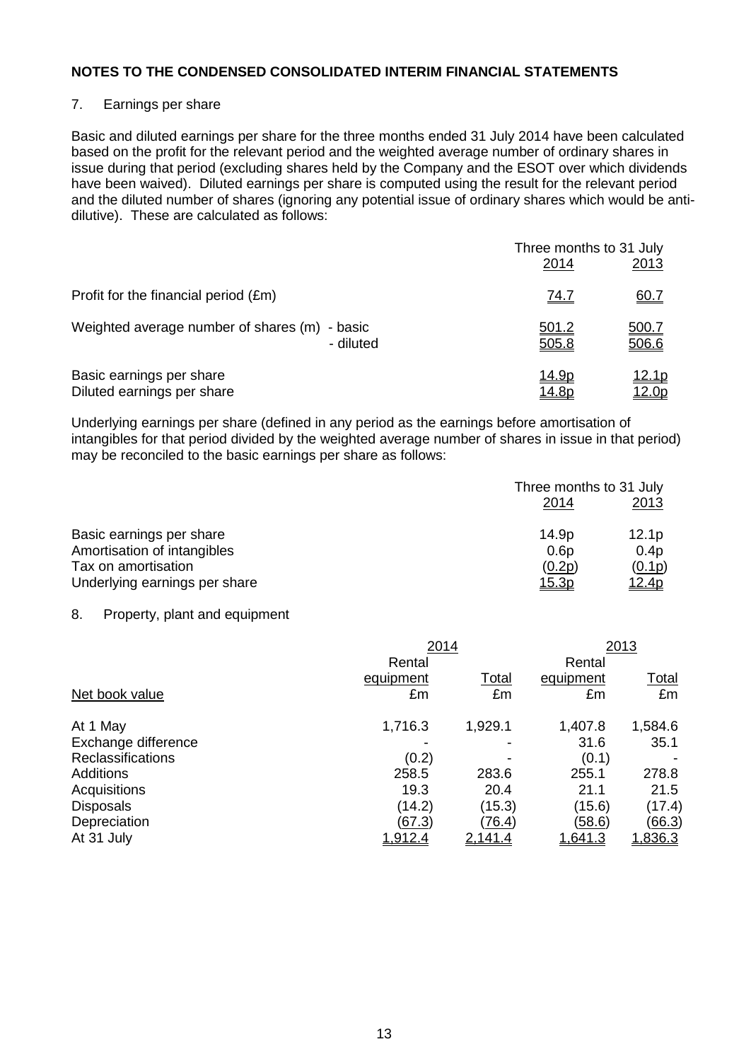## NOTES TO THE CONDENSED CONSOLIDATED INTERIM FINANCIAL STATEMENTS

### 7. Earnings per share

Basic and diluted earnings per share for the three months ended 31 July 2014 have been calculated based on the profit for the relevant period and the weighted average number of ordinary shares in issue during that period (excluding shares held by the Company and the ESOT over which dividends have been waived). Diluted earnings per share is computed using the result for the relevant period and the diluted number of shares (ignoring any potential issue of ordinary shares which would be anti-dilutive). These are calculated as follows:

| | Three months to 31 July | |
|---|---|---|
| | 2014 | 2013 |
| Profit for the financial period (£m) | 74.7 | 60.7 |
| Weighted average number of shares (m) - basic | 501.2 | 500.7 |
| - diluted | 505.8 | 506.6 |
| Basic earnings per share | 14.9p | 12.1p |
| Diluted earnings per share | 14.8p | 12.0p |

Underlying earnings per share (defined in any period as the earnings before amortisation of intangibles for that period divided by the weighted average number of shares in issue in that period) may be reconciled to the basic earnings per share as follows:

| | Three months to 31 July | |
|---|---|---|
| | 2014 | 2013 |
| Basic earnings per share | 14.9p | 12.1p |
| Amortisation of intangibles | 0.6p | 0.4p |
| Tax on amortisation | (0.2p) | (0.1p) |
| Underlying earnings per share | 15.3p | 12.4p |

### 8. Property, plant and equipment

| | 2014 | | 2013 | |
|---|---|---|---|---|
| | Rental equipment | Total | Rental equipment | Total |
| Net book value | £m | £m | £m | £m |
| At 1 May | 1,716.3 | 1,929.1 | 1,407.8 | 1,584.6 |
| Exchange difference | - | - | 31.6 | 35.1 |
| Reclassifications | (0.2) | - | (0.1) | - |
| Additions | 258.5 | 283.6 | 255.1 | 278.8 |
| Acquisitions | 19.3 | 20.4 | 21.1 | 21.5 |
| Disposals | (14.2) | (15.3) | (15.6) | (17.4) |
| Depreciation | (67.3) | (76.4) | (58.6) | (66.3) |
| At 31 July | 1,912.4 | 2,141.4 | 1,641.3 | 1,836.3 |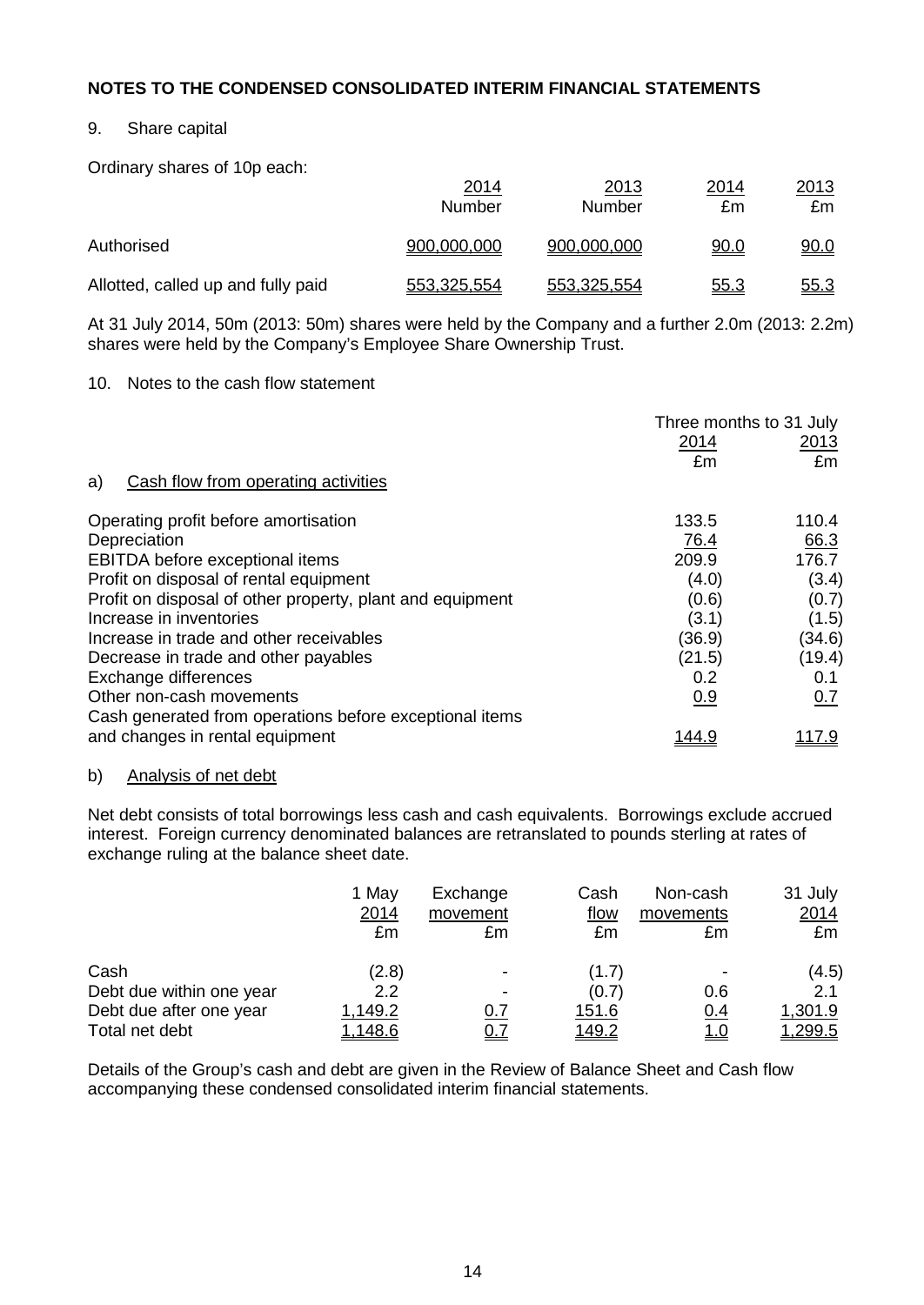## NOTES TO THE CONDENSED CONSOLIDATED INTERIM FINANCIAL STATEMENTS

9. Share capital

Ordinary shares of 10p each:

| | 2014 Number | 2013 Number | 2014 £m | 2013 £m |
|---|---|---|---|---|
| Authorised | 900,000,000 | 900,000,000 | 90.0 | 90.0 |
| Allotted, called up and fully paid | 553,325,554 | 553,325,554 | 55.3 | 55.3 |

At 31 July 2014, 50m (2013: 50m) shares were held by the Company and a further 2.0m (2013: 2.2m) shares were held by the Company's Employee Share Ownership Trust.

10. Notes to the cash flow statement

| | Three months to 31 July | |
|---|---|---|
| | 2014 | 2013 |
| | £m | £m |
| a) Cash flow from operating activities | | |
| Operating profit before amortisation | 133.5 | 110.4 |
| Depreciation | 76.4 | 66.3 |
| EBITDA before exceptional items | 209.9 | 176.7 |
| Profit on disposal of rental equipment | (4.0) | (3.4) |
| Profit on disposal of other property, plant and equipment | (0.6) | (0.7) |
| Increase in inventories | (3.1) | (1.5) |
| Increase in trade and other receivables | (36.9) | (34.6) |
| Decrease in trade and other payables | (21.5) | (19.4) |
| Exchange differences | 0.2 | 0.1 |
| Other non-cash movements | 0.9 | 0.7 |
| Cash generated from operations before exceptional items and changes in rental equipment | 144.9 | 117.9 |

b) Analysis of net debt

Net debt consists of total borrowings less cash and cash equivalents. Borrowings exclude accrued interest. Foreign currency denominated balances are retranslated to pounds sterling at rates of exchange ruling at the balance sheet date.

| | 1 May 2014 £m | Exchange movement £m | Cash flow £m | Non-cash movements £m | 31 July 2014 £m |
|---|---|---|---|---|---|
| Cash | (2.8) | - | (1.7) | - | (4.5) |
| Debt due within one year | 2.2 | - | (0.7) | 0.6 | 2.1 |
| Debt due after one year | 1,149.2 | 0.7 | 151.6 | 0.4 | 1,301.9 |
| Total net debt | 1,148.6 | 0.7 | 149.2 | 1.0 | 1,299.5 |

Details of the Group's cash and debt are given in the Review of Balance Sheet and Cash flow accompanying these condensed consolidated interim financial statements.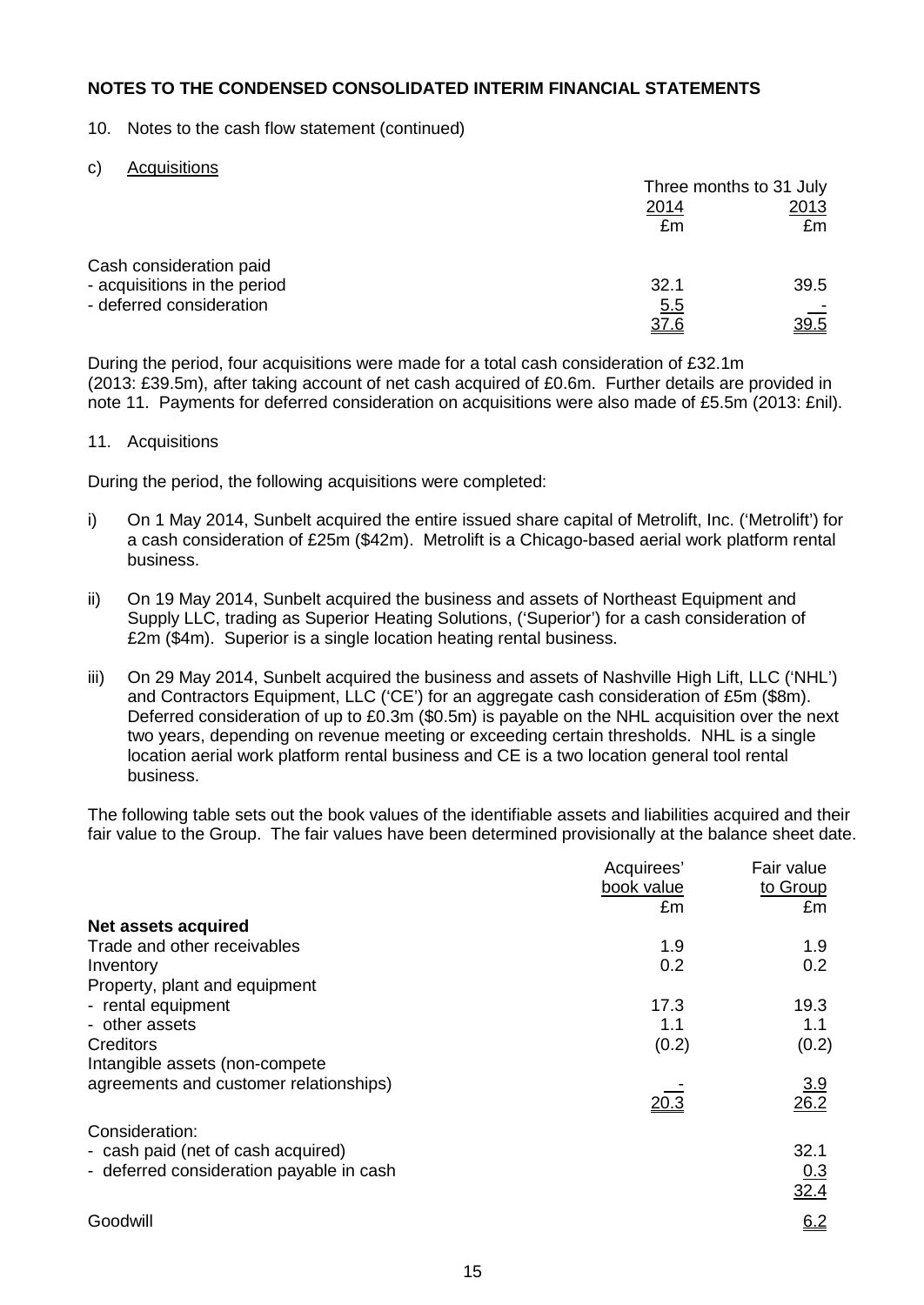## NOTES TO THE CONDENSED CONSOLIDATED INTERIM FINANCIAL STATEMENTS

10. Notes to the cash flow statement (continued)

c) Acquisitions

| | Three months to 31 July | |
|---|---|---|
| | 2014 | 2013 |
| | £m | £m |
| Cash consideration paid | | |
| - acquisitions in the period | 32.1 | 39.5 |
| - deferred consideration | 5.5 | - |
| | 37.6 | 39.5 |

During the period, four acquisitions were made for a total cash consideration of £32.1m (2013: £39.5m), after taking account of net cash acquired of £0.6m. Further details are provided in note 11. Payments for deferred consideration on acquisitions were also made of £5.5m (2013: £nil).

11. Acquisitions

During the period, the following acquisitions were completed:

i) On 1 May 2014, Sunbelt acquired the entire issued share capital of Metrolift, Inc. ('Metrolift') for a cash consideration of £25m ($42m). Metrolift is a Chicago-based aerial work platform rental business.

ii) On 19 May 2014, Sunbelt acquired the business and assets of Northeast Equipment and Supply LLC, trading as Superior Heating Solutions, ('Superior') for a cash consideration of £2m ($4m). Superior is a single location heating rental business.

iii) On 29 May 2014, Sunbelt acquired the business and assets of Nashville High Lift, LLC ('NHL') and Contractors Equipment, LLC ('CE') for an aggregate cash consideration of £5m ($8m). Deferred consideration of up to £0.3m ($0.5m) is payable on the NHL acquisition over the next two years, depending on revenue meeting or exceeding certain thresholds. NHL is a single location aerial work platform rental business and CE is a two location general tool rental business.

The following table sets out the book values of the identifiable assets and liabilities acquired and their fair value to the Group. The fair values have been determined provisionally at the balance sheet date.

| | Acquirees' book value | Fair value to Group |
|---|---|---|
| | £m | £m |
| **Net assets acquired** | | |
| Trade and other receivables | 1.9 | 1.9 |
| Inventory | 0.2 | 0.2 |
| Property, plant and equipment | | |
| - rental equipment | 17.3 | 19.3 |
| - other assets | 1.1 | 1.1 |
| Creditors | (0.2) | (0.2) |
| Intangible assets (non-compete agreements and customer relationships) | - | 3.9 |
| | 20.3 | 26.2 |
| Consideration: | | |
| - cash paid (net of cash acquired) | | 32.1 |
| - deferred consideration payable in cash | | 0.3 |
| | | 32.4 |
| Goodwill | | 6.2 |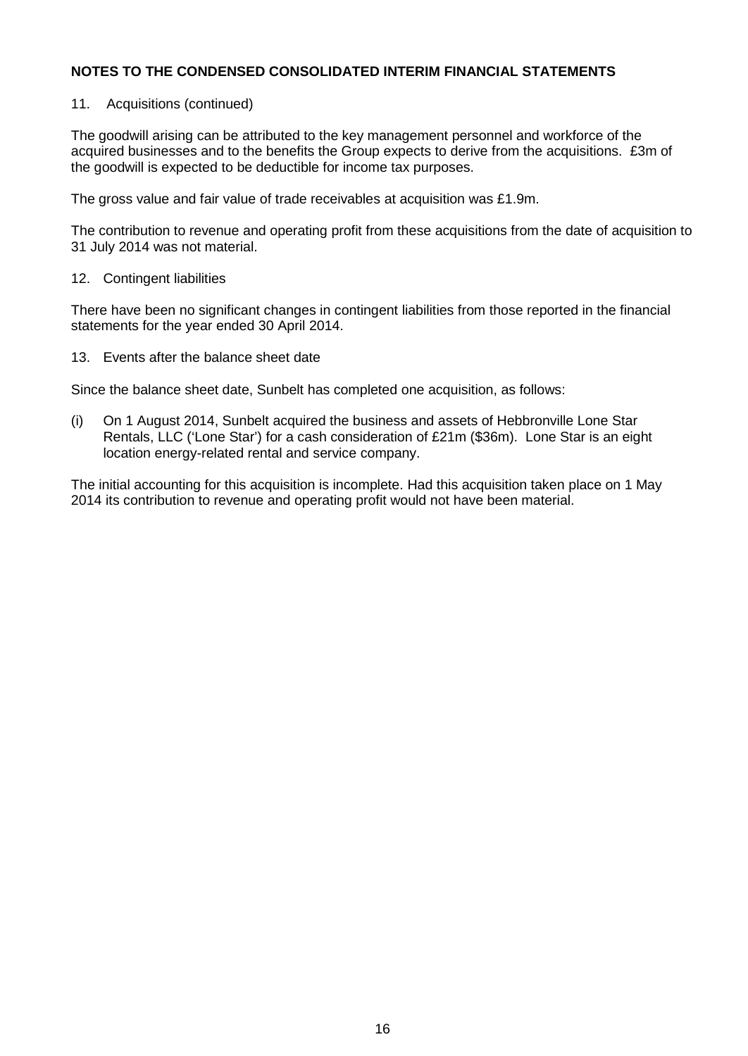**NOTES TO THE CONDENSED CONSOLIDATED INTERIM FINANCIAL STATEMENTS**

11. Acquisitions (continued)

The goodwill arising can be attributed to the key management personnel and workforce of the acquired businesses and to the benefits the Group expects to derive from the acquisitions. £3m of the goodwill is expected to be deductible for income tax purposes.

The gross value and fair value of trade receivables at acquisition was £1.9m.

The contribution to revenue and operating profit from these acquisitions from the date of acquisition to 31 July 2014 was not material.

12. Contingent liabilities

There have been no significant changes in contingent liabilities from those reported in the financial statements for the year ended 30 April 2014.

13. Events after the balance sheet date

Since the balance sheet date, Sunbelt has completed one acquisition, as follows:

(i) On 1 August 2014, Sunbelt acquired the business and assets of Hebbronville Lone Star Rentals, LLC ('Lone Star') for a cash consideration of £21m ($36m). Lone Star is an eight location energy-related rental and service company.

The initial accounting for this acquisition is incomplete. Had this acquisition taken place on 1 May 2014 its contribution to revenue and operating profit would not have been material.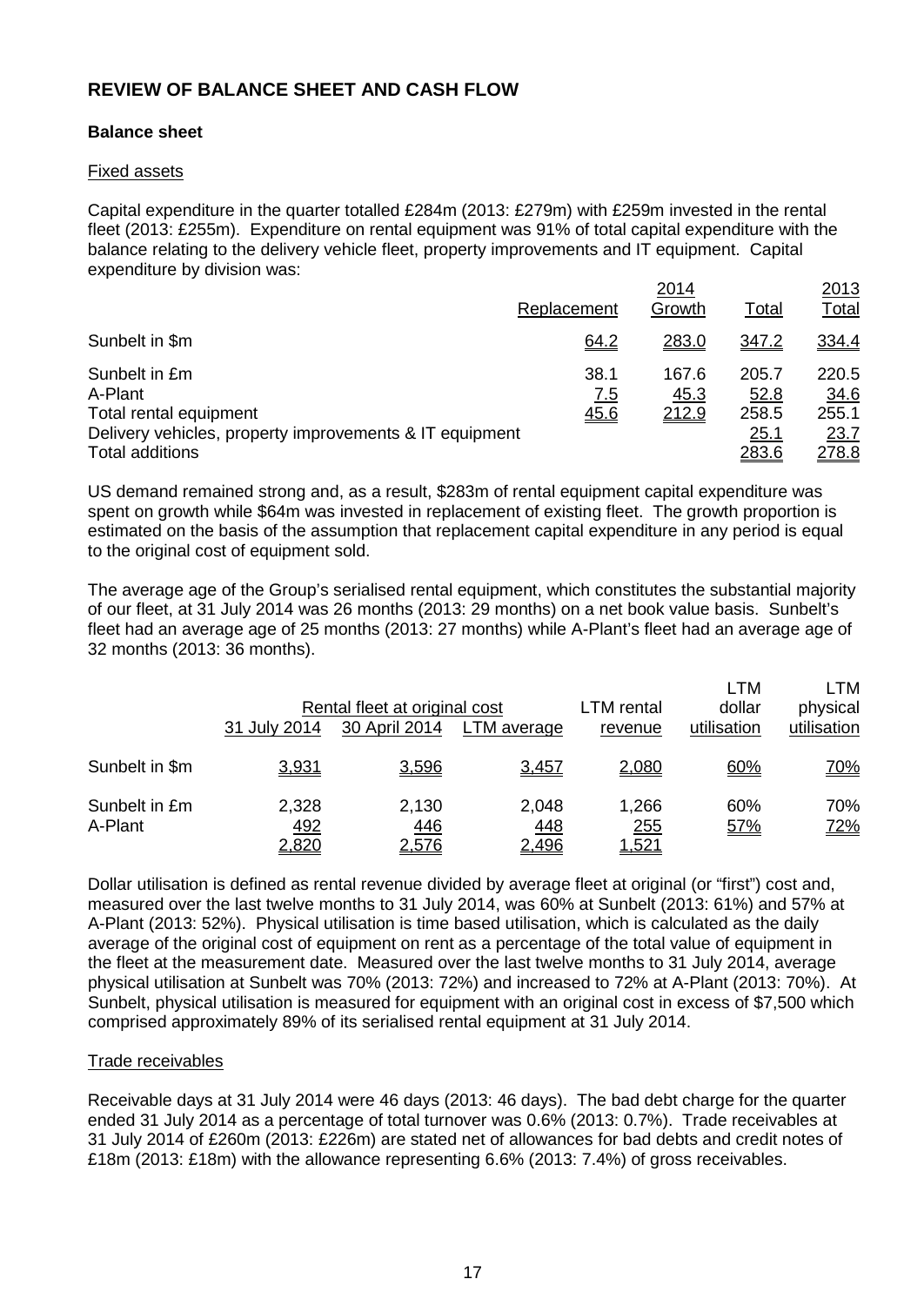## REVIEW OF BALANCE SHEET AND CASH FLOW

### Balance sheet

#### Fixed assets

Capital expenditure in the quarter totalled £284m (2013: £279m) with £259m invested in the rental fleet (2013: £255m). Expenditure on rental equipment was 91% of total capital expenditure with the balance relating to the delivery vehicle fleet, property improvements and IT equipment. Capital expenditure by division was:

| | 2014 | | | 2013 |
|---|---|---|---|---|
| | Replacement | Growth | Total | Total |
| Sunbelt in $m | 64.2 | 283.0 | 347.2 | 334.4 |
| Sunbelt in £m | 38.1 | 167.6 | 205.7 | 220.5 |
| A-Plant | 7.5 | 45.3 | 52.8 | 34.6 |
| Total rental equipment | 45.6 | 212.9 | 258.5 | 255.1 |
| Delivery vehicles, property improvements & IT equipment | | | 25.1 | 23.7 |
| Total additions | | | 283.6 | 278.8 |

US demand remained strong and, as a result, $283m of rental equipment capital expenditure was spent on growth while $64m was invested in replacement of existing fleet. The growth proportion is estimated on the basis of the assumption that replacement capital expenditure in any period is equal to the original cost of equipment sold.

The average age of the Group's serialised rental equipment, which constitutes the substantial majority of our fleet, at 31 July 2014 was 26 months (2013: 29 months) on a net book value basis. Sunbelt's fleet had an average age of 25 months (2013: 27 months) while A-Plant's fleet had an average age of 32 months (2013: 36 months).

| | Rental fleet at original cost | | | LTM rental | LTM dollar | LTM physical |
|---|---|---|---|---|---|---|
| | 31 July 2014 | 30 April 2014 | LTM average | revenue | utilisation | utilisation |
| Sunbelt in $m | 3,931 | 3,596 | 3,457 | 2,080 | 60% | 70% |
| Sunbelt in £m | 2,328 | 2,130 | 2,048 | 1,266 | 60% | 70% |
| A-Plant | 492 | 446 | 448 | 255 | 57% | 72% |
| | 2,820 | 2,576 | 2,496 | 1,521 | | |

Dollar utilisation is defined as rental revenue divided by average fleet at original (or "first") cost and, measured over the last twelve months to 31 July 2014, was 60% at Sunbelt (2013: 61%) and 57% at A-Plant (2013: 52%). Physical utilisation is time based utilisation, which is calculated as the daily average of the original cost of equipment on rent as a percentage of the total value of equipment in the fleet at the measurement date. Measured over the last twelve months to 31 July 2014, average physical utilisation at Sunbelt was 70% (2013: 72%) and increased to 72% at A-Plant (2013: 70%). At Sunbelt, physical utilisation is measured for equipment with an original cost in excess of $7,500 which comprised approximately 89% of its serialised rental equipment at 31 July 2014.

#### Trade receivables

Receivable days at 31 July 2014 were 46 days (2013: 46 days). The bad debt charge for the quarter ended 31 July 2014 as a percentage of total turnover was 0.6% (2013: 0.7%). Trade receivables at 31 July 2014 of £260m (2013: £226m) are stated net of allowances for bad debts and credit notes of £18m (2013: £18m) with the allowance representing 6.6% (2013: 7.4%) of gross receivables.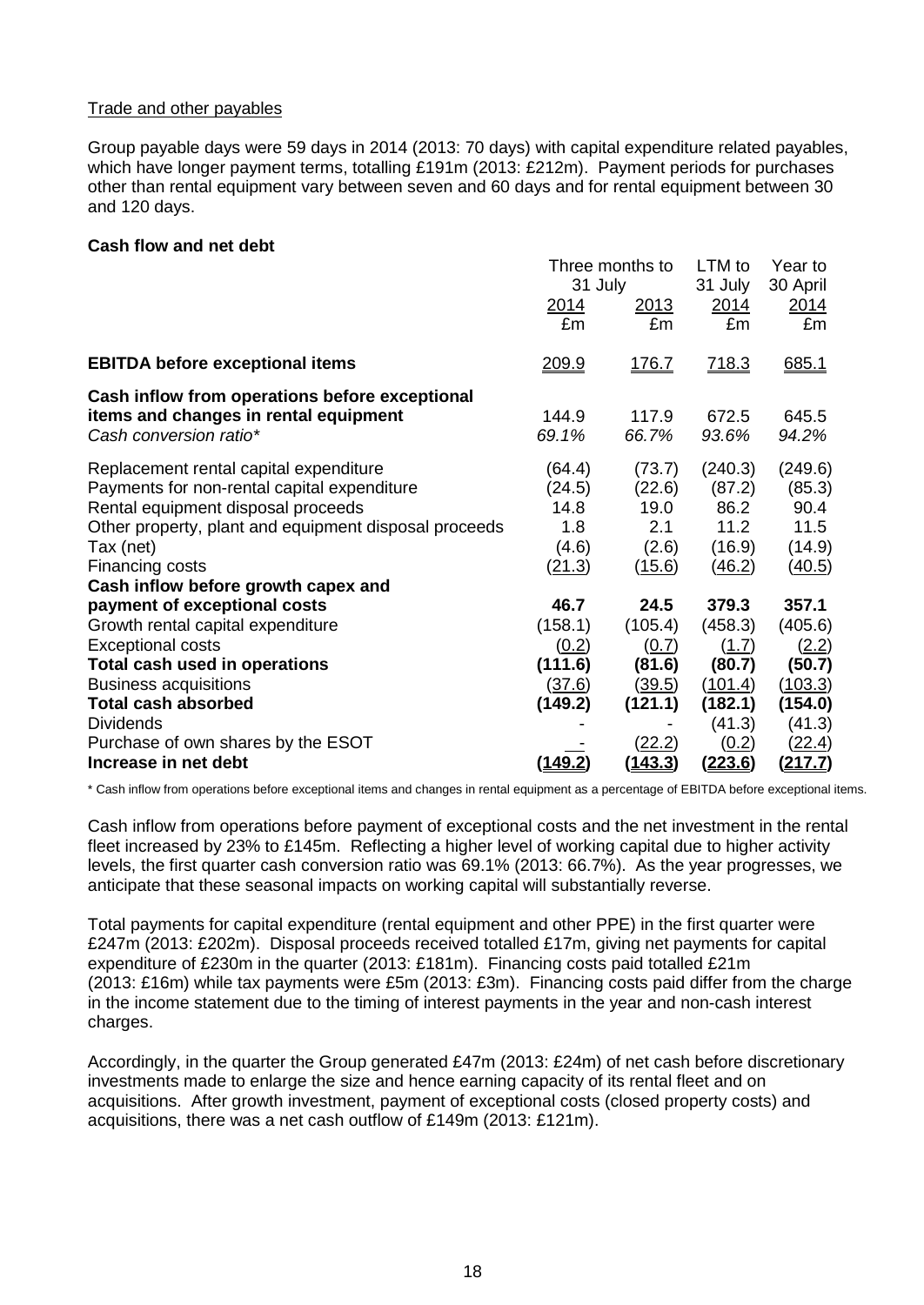Trade and other payables

Group payable days were 59 days in 2014 (2013: 70 days) with capital expenditure related payables, which have longer payment terms, totalling £191m (2013: £212m). Payment periods for purchases other than rental equipment vary between seven and 60 days and for rental equipment between 30 and 120 days.

**Cash flow and net debt**

| | Three months to 31 July 2014 £m | Three months to 31 July 2013 £m | LTM to 31 July 2014 £m | Year to 30 April 2014 £m |
|---|---|---|---|---|
| **EBITDA before exceptional items** | 209.9 | 176.7 | 718.3 | 685.1 |
| **Cash inflow from operations before exceptional items and changes in rental equipment** | 144.9 | 117.9 | 672.5 | 645.5 |
| *Cash conversion ratio** | *69.1%* | *66.7%* | *93.6%* | *94.2%* |
| Replacement rental capital expenditure | (64.4) | (73.7) | (240.3) | (249.6) |
| Payments for non-rental capital expenditure | (24.5) | (22.6) | (87.2) | (85.3) |
| Rental equipment disposal proceeds | 14.8 | 19.0 | 86.2 | 90.4 |
| Other property, plant and equipment disposal proceeds | 1.8 | 2.1 | 11.2 | 11.5 |
| Tax (net) | (4.6) | (2.6) | (16.9) | (14.9) |
| Financing costs | (21.3) | (15.6) | (46.2) | (40.5) |
| **Cash inflow before growth capex and payment of exceptional costs** | **46.7** | **24.5** | **379.3** | **357.1** |
| Growth rental capital expenditure | (158.1) | (105.4) | (458.3) | (405.6) |
| Exceptional costs | (0.2) | (0.7) | (1.7) | (2.2) |
| **Total cash used in operations** | **(111.6)** | **(81.6)** | **(80.7)** | **(50.7)** |
| Business acquisitions | (37.6) | (39.5) | (101.4) | (103.3) |
| **Total cash absorbed** | **(149.2)** | **(121.1)** | **(182.1)** | **(154.0)** |
| Dividends | - | - | (41.3) | (41.3) |
| Purchase of own shares by the ESOT | - | (22.2) | (0.2) | (22.4) |
| **Increase in net debt** | **(149.2)** | **(143.3)** | **(223.6)** | **(217.7)** |

\* Cash inflow from operations before exceptional items and changes in rental equipment as a percentage of EBITDA before exceptional items.

Cash inflow from operations before payment of exceptional costs and the net investment in the rental fleet increased by 23% to £145m. Reflecting a higher level of working capital due to higher activity levels, the first quarter cash conversion ratio was 69.1% (2013: 66.7%). As the year progresses, we anticipate that these seasonal impacts on working capital will substantially reverse.

Total payments for capital expenditure (rental equipment and other PPE) in the first quarter were £247m (2013: £202m). Disposal proceeds received totalled £17m, giving net payments for capital expenditure of £230m in the quarter (2013: £181m). Financing costs paid totalled £21m (2013: £16m) while tax payments were £5m (2013: £3m). Financing costs paid differ from the charge in the income statement due to the timing of interest payments in the year and non-cash interest charges.

Accordingly, in the quarter the Group generated £47m (2013: £24m) of net cash before discretionary investments made to enlarge the size and hence earning capacity of its rental fleet and on acquisitions. After growth investment, payment of exceptional costs (closed property costs) and acquisitions, there was a net cash outflow of £149m (2013: £121m).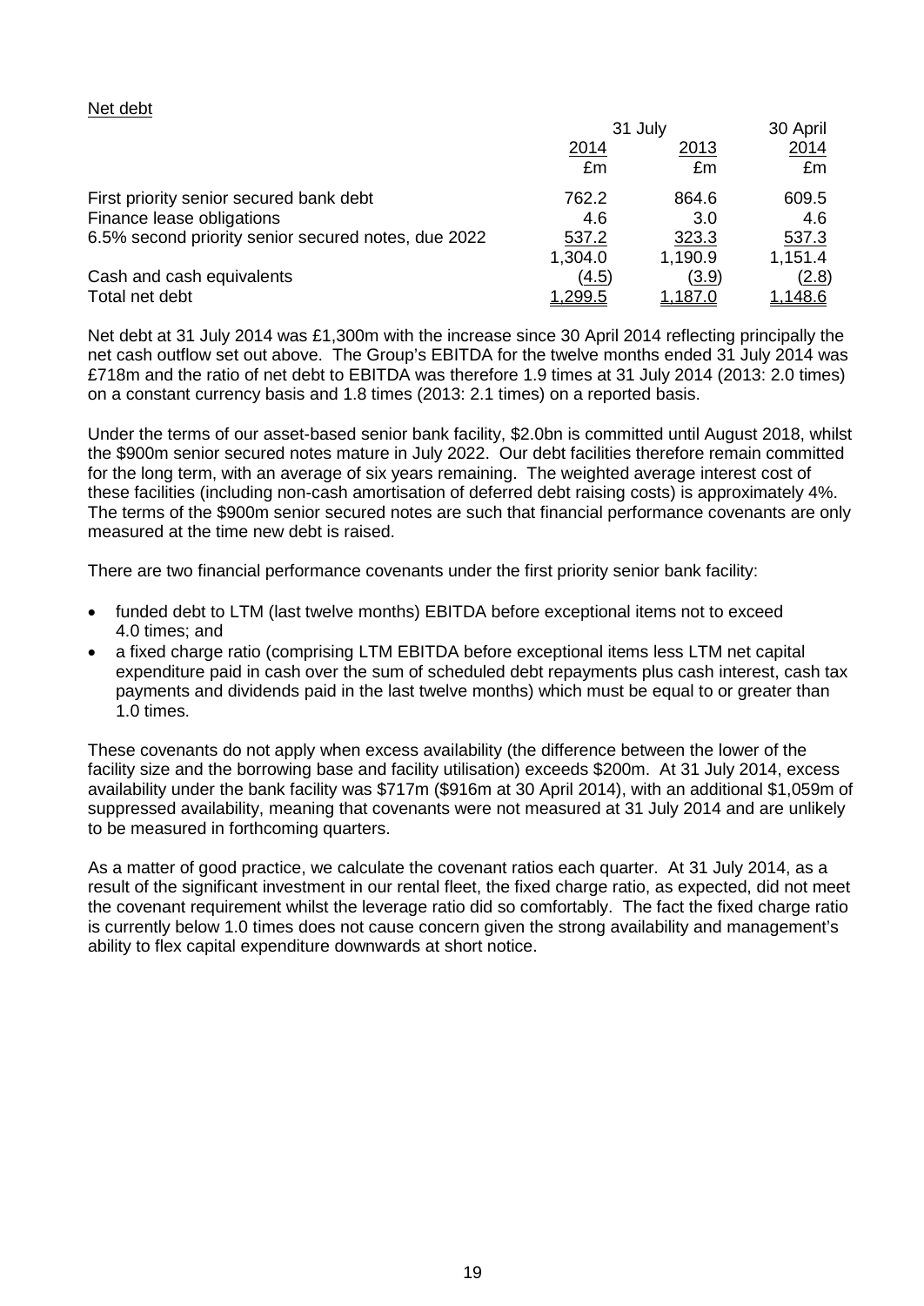Net debt

| | 31 July | | 30 April |
|---|---|---|---|
| | 2014 | 2013 | 2014 |
| | £m | £m | £m |
| First priority senior secured bank debt | 762.2 | 864.6 | 609.5 |
| Finance lease obligations | 4.6 | 3.0 | 4.6 |
| 6.5% second priority senior secured notes, due 2022 | 537.2 | 323.3 | 537.3 |
| | 1,304.0 | 1,190.9 | 1,151.4 |
| Cash and cash equivalents | (4.5) | (3.9) | (2.8) |
| Total net debt | 1,299.5 | 1,187.0 | 1,148.6 |

Net debt at 31 July 2014 was £1,300m with the increase since 30 April 2014 reflecting principally the net cash outflow set out above. The Group's EBITDA for the twelve months ended 31 July 2014 was £718m and the ratio of net debt to EBITDA was therefore 1.9 times at 31 July 2014 (2013: 2.0 times) on a constant currency basis and 1.8 times (2013: 2.1 times) on a reported basis.

Under the terms of our asset-based senior bank facility, $2.0bn is committed until August 2018, whilst the $900m senior secured notes mature in July 2022. Our debt facilities therefore remain committed for the long term, with an average of six years remaining. The weighted average interest cost of these facilities (including non-cash amortisation of deferred debt raising costs) is approximately 4%. The terms of the $900m senior secured notes are such that financial performance covenants are only measured at the time new debt is raised.

There are two financial performance covenants under the first priority senior bank facility:

- funded debt to LTM (last twelve months) EBITDA before exceptional items not to exceed 4.0 times; and
- a fixed charge ratio (comprising LTM EBITDA before exceptional items less LTM net capital expenditure paid in cash over the sum of scheduled debt repayments plus cash interest, cash tax payments and dividends paid in the last twelve months) which must be equal to or greater than 1.0 times.

These covenants do not apply when excess availability (the difference between the lower of the facility size and the borrowing base and facility utilisation) exceeds $200m. At 31 July 2014, excess availability under the bank facility was $717m ($916m at 30 April 2014), with an additional $1,059m of suppressed availability, meaning that covenants were not measured at 31 July 2014 and are unlikely to be measured in forthcoming quarters.

As a matter of good practice, we calculate the covenant ratios each quarter. At 31 July 2014, as a result of the significant investment in our rental fleet, the fixed charge ratio, as expected, did not meet the covenant requirement whilst the leverage ratio did so comfortably. The fact the fixed charge ratio is currently below 1.0 times does not cause concern given the strong availability and management's ability to flex capital expenditure downwards at short notice.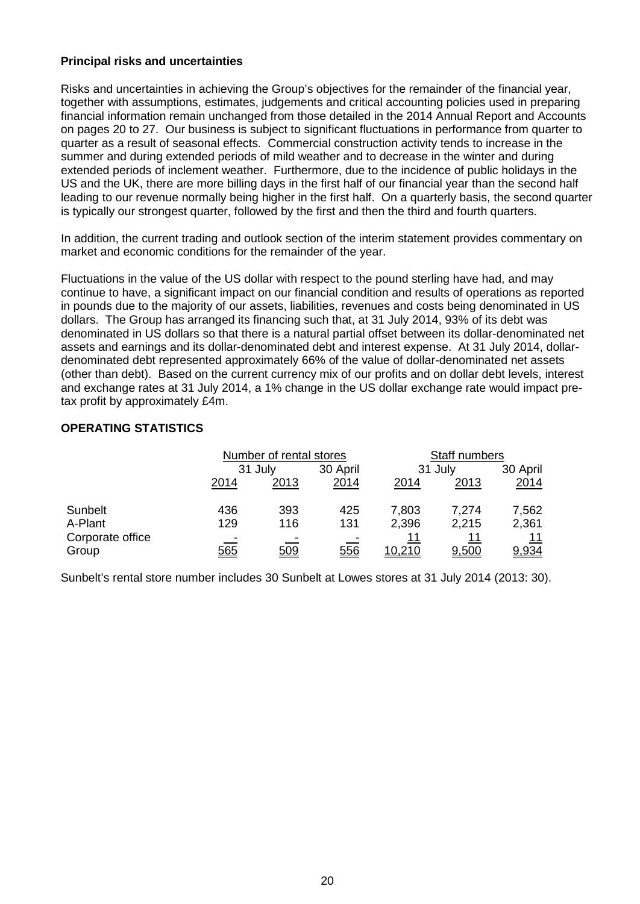**Principal risks and uncertainties**

Risks and uncertainties in achieving the Group's objectives for the remainder of the financial year, together with assumptions, estimates, judgements and critical accounting policies used in preparing financial information remain unchanged from those detailed in the 2014 Annual Report and Accounts on pages 20 to 27. Our business is subject to significant fluctuations in performance from quarter to quarter as a result of seasonal effects. Commercial construction activity tends to increase in the summer and during extended periods of mild weather and to decrease in the winter and during extended periods of inclement weather. Furthermore, due to the incidence of public holidays in the US and the UK, there are more billing days in the first half of our financial year than the second half leading to our revenue normally being higher in the first half. On a quarterly basis, the second quarter is typically our strongest quarter, followed by the first and then the third and fourth quarters.

In addition, the current trading and outlook section of the interim statement provides commentary on market and economic conditions for the remainder of the year.

Fluctuations in the value of the US dollar with respect to the pound sterling have had, and may continue to have, a significant impact on our financial condition and results of operations as reported in pounds due to the majority of our assets, liabilities, revenues and costs being denominated in US dollars. The Group has arranged its financing such that, at 31 July 2014, 93% of its debt was denominated in US dollars so that there is a natural partial offset between its dollar-denominated net assets and earnings and its dollar-denominated debt and interest expense. At 31 July 2014, dollar-denominated debt represented approximately 66% of the value of dollar-denominated net assets (other than debt). Based on the current currency mix of our profits and on dollar debt levels, interest and exchange rates at 31 July 2014, a 1% change in the US dollar exchange rate would impact pre-tax profit by approximately £4m.

**OPERATING STATISTICS**

| | Number of rental stores | | | Staff numbers | | |
|---|---|---|---|---|---|---|
| | 31 July | | 30 April | 31 July | | 30 April |
| | 2014 | 2013 | 2014 | 2014 | 2013 | 2014 |
| Sunbelt | 436 | 393 | 425 | 7,803 | 7,274 | 7,562 |
| A-Plant | 129 | 116 | 131 | 2,396 | 2,215 | 2,361 |
| Corporate office | - | - | - | 11 | 11 | 11 |
| Group | 565 | 509 | 556 | 10,210 | 9,500 | 9,934 |

Sunbelt's rental store number includes 30 Sunbelt at Lowes stores at 31 July 2014 (2013: 30).